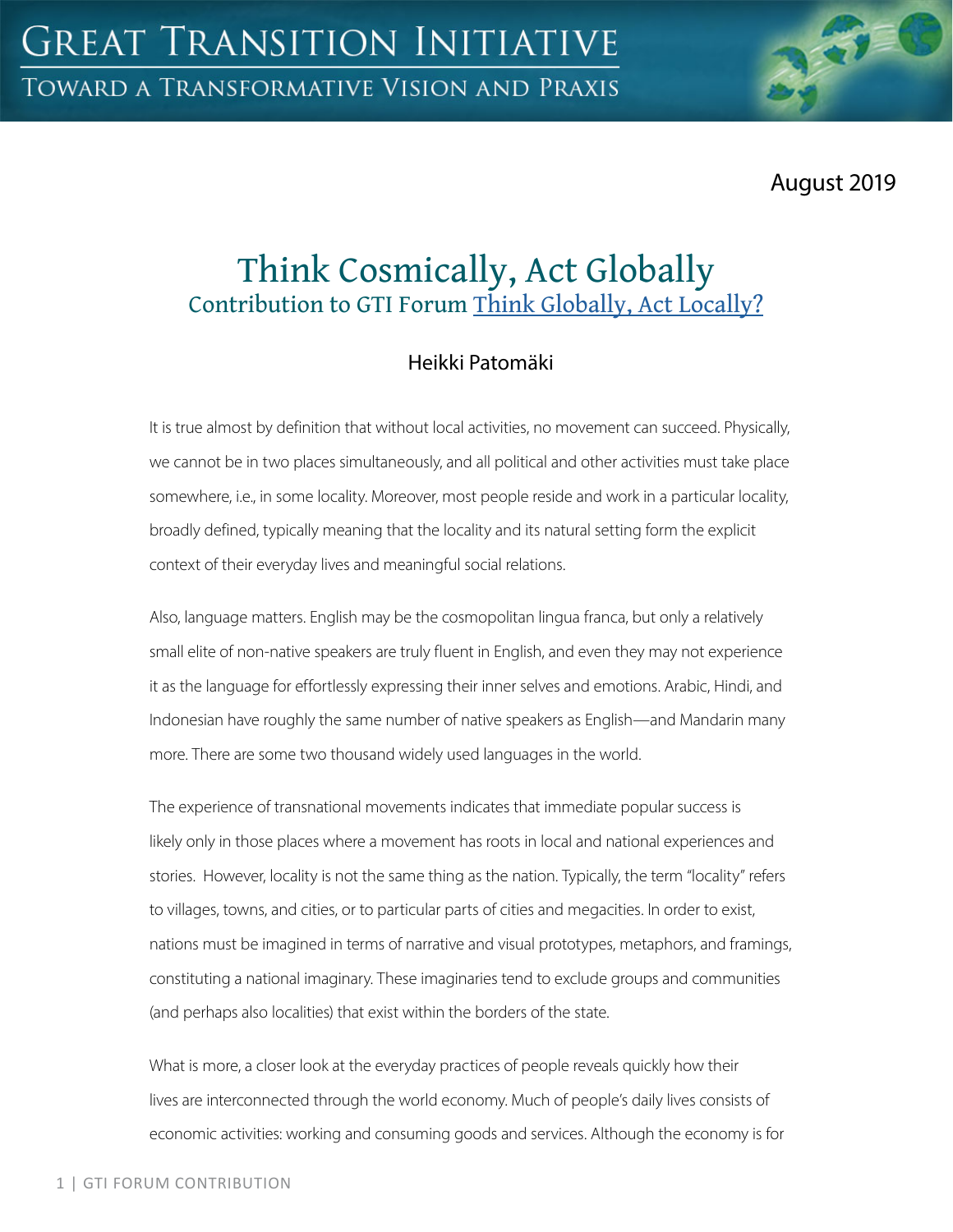# GREAT TRANSITION INITIATIVE

TOWARD A TRANSFORMATIVE VISION AND PRAXIS

August 2019

## Think Cosmically, Act Globally

### Contribution to GTI Forum Think Globally, Act Locally?

Heikki Patomäki

It is true almost by definition that without local activities, no movement can succeed. Physically, we cannot be in two places simultaneously, and all political and other activities must take place somewhere, i.e., in some locality. Moreover, most people reside and work in a particular locality, broadly defined, typically meaning that the locality and its natural setting form the explicit context of their everyday lives and meaningful social relations.

Also, language matters. English may be the cosmopolitan lingua franca, but only a relatively small elite of non-native speakers are truly fluent in English, and even they may not experience it as the language for effortlessly expressing their inner selves and emotions. Arabic, Hindi, and Indonesian have roughly the same number of native speakers as English—and Mandarin many more. There are some two thousand widely used languages in the world.

The experience of transnational movements indicates that immediate popular success is likely only in those places where a movement has roots in local and national experiences and stories. However, locality is not the same thing as the nation. Typically, the term "locality" refers to villages, towns, and cities, or to particular parts of cities and megacities. In order to exist, nations must be imagined in terms of narrative and visual prototypes, metaphors, and framings, constituting a national imaginary. These imaginaries tend to exclude groups and communities (and perhaps also localities) that exist within the borders of the state.

What is more, a closer look at the everyday practices of people reveals quickly how their lives are interconnected through the world economy. Much of people's daily lives consists of economic activities: working and consuming goods and services. Although the economy is for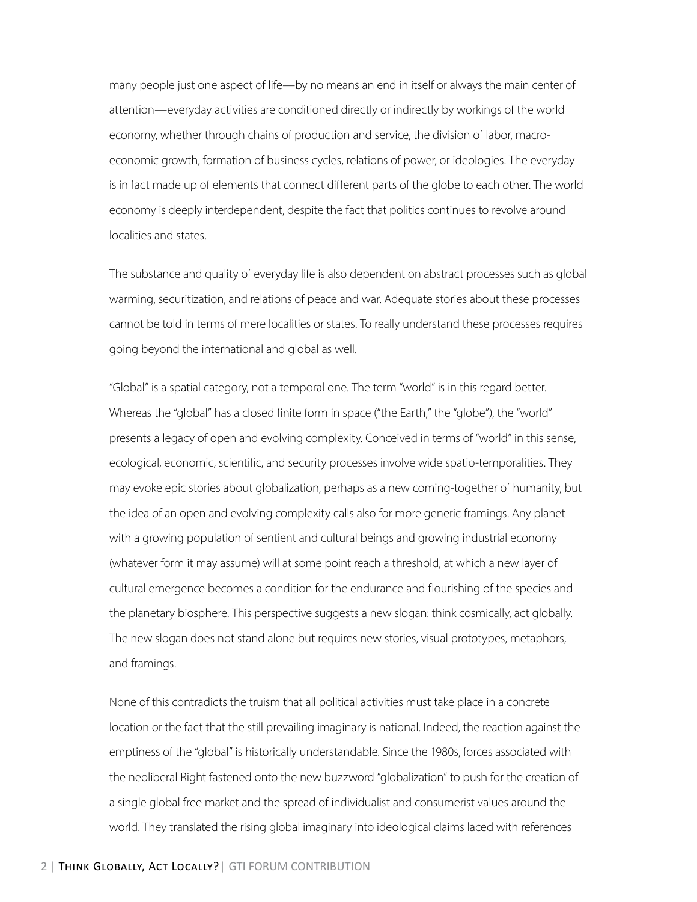many people just one aspect of life—by no means an end in itself or always the main center of attention—everyday activities are conditioned directly or indirectly by workings of the world economy, whether through chains of production and service, the division of labor, macro-economic growth, formation of business cycles, relations of power, or ideologies. The everyday is in fact made up of elements that connect different parts of the globe to each other. The world economy is deeply interdependent, despite the fact that politics continues to revolve around localities and states.

The substance and quality of everyday life is also dependent on abstract processes such as global warming, securitization, and relations of peace and war. Adequate stories about these processes cannot be told in terms of mere localities or states. To really understand these processes requires going beyond the international and global as well.

"Global" is a spatial category, not a temporal one. The term "world" is in this regard better. Whereas the "global" has a closed finite form in space ("the Earth," the "globe"), the "world" presents a legacy of open and evolving complexity. Conceived in terms of "world" in this sense, ecological, economic, scientific, and security processes involve wide spatio-temporalities. They may evoke epic stories about globalization, perhaps as a new coming-together of humanity, but the idea of an open and evolving complexity calls also for more generic framings. Any planet with a growing population of sentient and cultural beings and growing industrial economy (whatever form it may assume) will at some point reach a threshold, at which a new layer of cultural emergence becomes a condition for the endurance and flourishing of the species and the planetary biosphere. This perspective suggests a new slogan: think cosmically, act globally. The new slogan does not stand alone but requires new stories, visual prototypes, metaphors, and framings.

None of this contradicts the truism that all political activities must take place in a concrete location or the fact that the still prevailing imaginary is national. Indeed, the reaction against the emptiness of the "global" is historically understandable. Since the 1980s, forces associated with the neoliberal Right fastened onto the new buzzword "globalization" to push for the creation of a single global free market and the spread of individualist and consumerist values around the world. They translated the rising global imaginary into ideological claims laced with references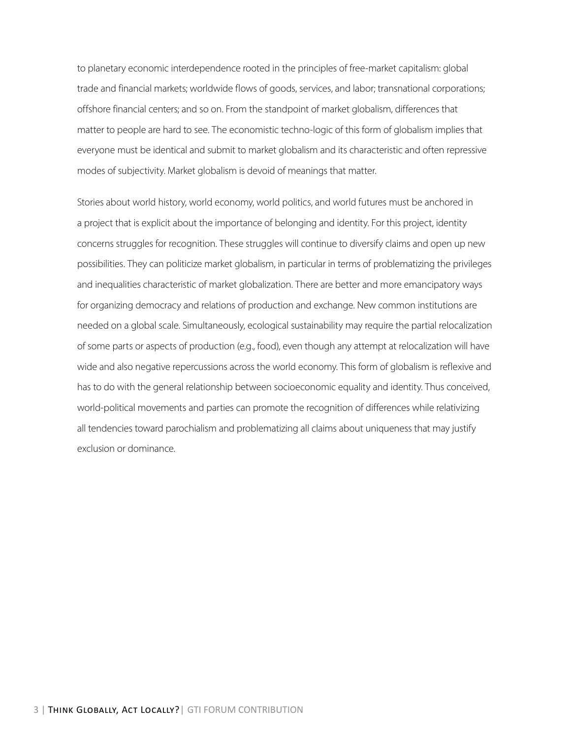to planetary economic interdependence rooted in the principles of free-market capitalism: global trade and financial markets; worldwide flows of goods, services, and labor; transnational corporations; offshore financial centers; and so on. From the standpoint of market globalism, differences that matter to people are hard to see. The economistic techno-logic of this form of globalism implies that everyone must be identical and submit to market globalism and its characteristic and often repressive modes of subjectivity. Market globalism is devoid of meanings that matter.

Stories about world history, world economy, world politics, and world futures must be anchored in a project that is explicit about the importance of belonging and identity. For this project, identity concerns struggles for recognition. These struggles will continue to diversify claims and open up new possibilities. They can politicize market globalism, in particular in terms of problematizing the privileges and inequalities characteristic of market globalization. There are better and more emancipatory ways for organizing democracy and relations of production and exchange. New common institutions are needed on a global scale. Simultaneously, ecological sustainability may require the partial relocalization of some parts or aspects of production (e.g., food), even though any attempt at relocalization will have wide and also negative repercussions across the world economy. This form of globalism is reflexive and has to do with the general relationship between socioeconomic equality and identity. Thus conceived, world-political movements and parties can promote the recognition of differences while relativizing all tendencies toward parochialism and problematizing all claims about uniqueness that may justify exclusion or dominance.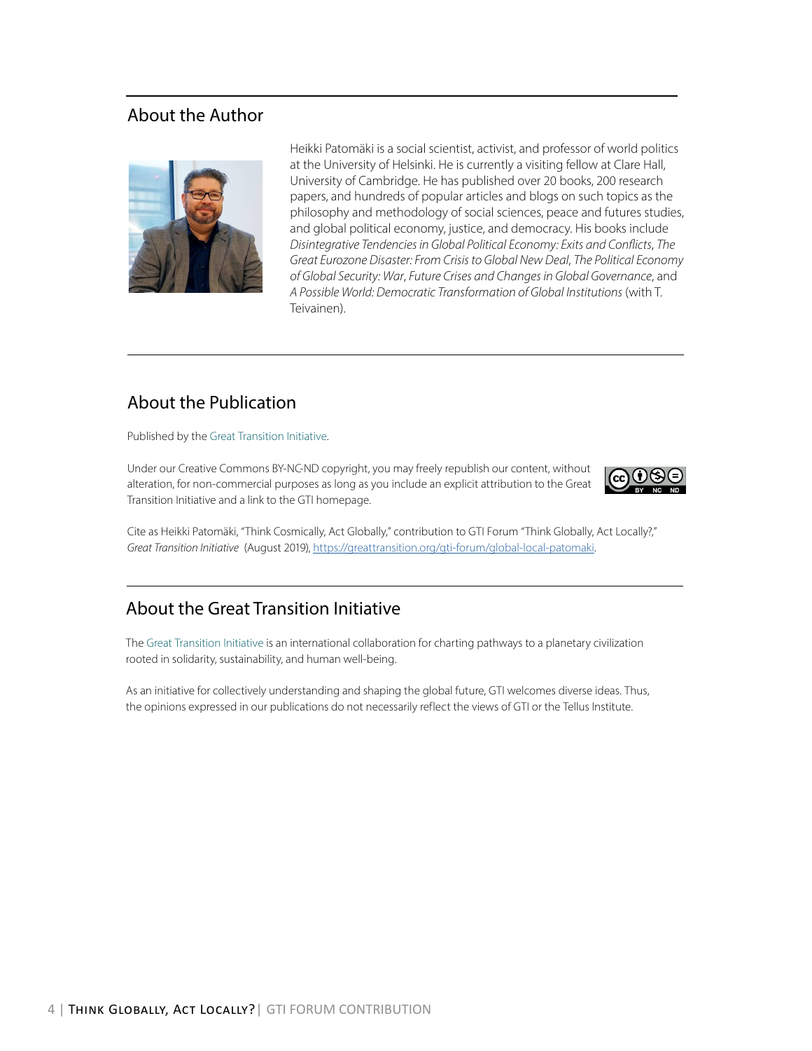## About the Author

Heikki Patomäki is a social scientist, activist, and professor of world politics at the University of Helsinki. He is currently a visiting fellow at Clare Hall, University of Cambridge. He has published over 20 books, 200 research papers, and hundreds of popular articles and blogs on such topics as the philosophy and methodology of social sciences, peace and futures studies, and global political economy, justice, and democracy. His books include *Disintegrative Tendencies in Global Political Economy: Exits and Conflicts*, *The Great Eurozone Disaster: From Crisis to Global New Deal*, *The Political Economy of Global Security: War*, *Future Crises and Changes in Global Governance*, and *A Possible World: Democratic Transformation of Global Institutions* (with T. Teivainen).

## About the Publication

Published by the Great Transition Initiative.

Under our Creative Commons BY-NC-ND copyright, you may freely republish our content, without alteration, for non-commercial purposes as long as you include an explicit attribution to the Great Transition Initiative and a link to the GTI homepage.

Cite as Heikki Patomäki, "Think Cosmically, Act Globally," contribution to GTI Forum "Think Globally, Act Locally?," *Great Transition Initiative* (August 2019), https://greattransition.org/gti-forum/global-local-patomaki.

## About the Great Transition Initiative

The Great Transition Initiative is an international collaboration for charting pathways to a planetary civilization rooted in solidarity, sustainability, and human well-being.

As an initiative for collectively understanding and shaping the global future, GTI welcomes diverse ideas. Thus, the opinions expressed in our publications do not necessarily reflect the views of GTI or the Tellus Institute.